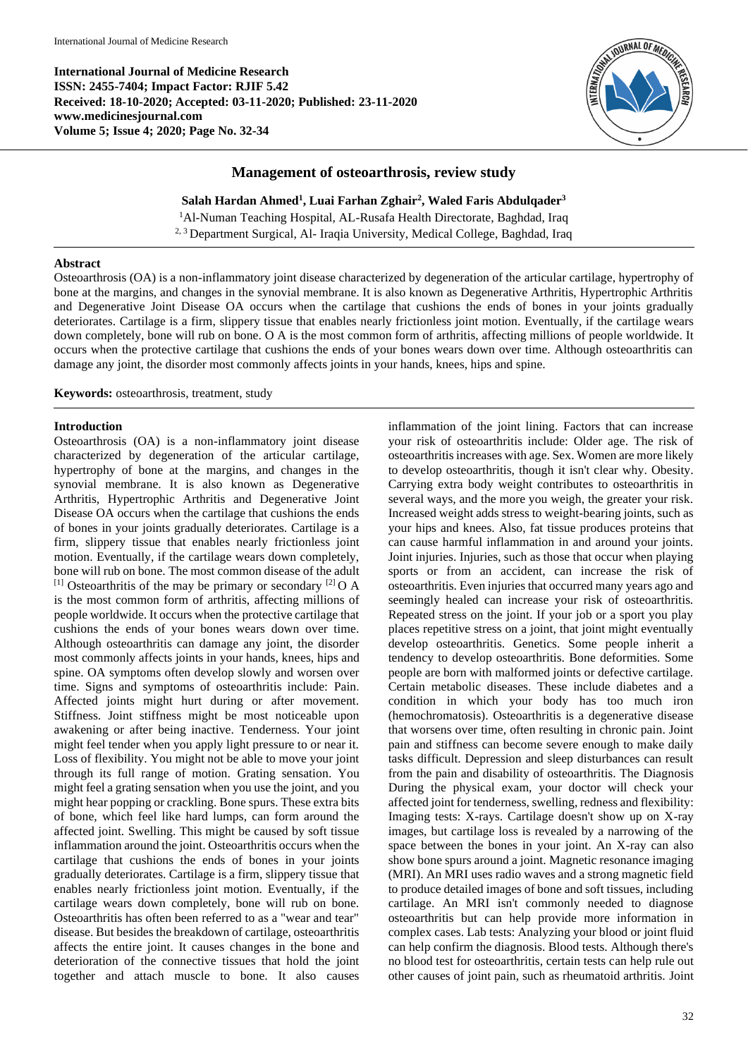International Journal of Medicine Research
ISSN: 2455-7404; Impact Factor: RJIF 5.42
Received: 18-10-2020; Accepted: 03-11-2020; Published: 23-11-2020
www.medicinesjournal.com
Volume 5; Issue 4; 2020; Page No. 32-34

# Management of osteoarthrosis, review study

**Salah Hardan Ahmed[1], Luai Farhan Zghair[2], Waled Faris Abdulqader[3]**

[1]Al-Numan Teaching Hospital, AL-Rusafa Health Directorate, Baghdad, Iraq
[2, 3] Department Surgical, Al- Iraqia University, Medical College, Baghdad, Iraq

## Abstract

Osteoarthrosis (OA) is a non-inflammatory joint disease characterized by degeneration of the articular cartilage, hypertrophy of bone at the margins, and changes in the synovial membrane. It is also known as Degenerative Arthritis, Hypertrophic Arthritis and Degenerative Joint Disease OA occurs when the cartilage that cushions the ends of bones in your joints gradually deteriorates. Cartilage is a firm, slippery tissue that enables nearly frictionless joint motion. Eventually, if the cartilage wears down completely, bone will rub on bone. O A is the most common form of arthritis, affecting millions of people worldwide. It occurs when the protective cartilage that cushions the ends of your bones wears down over time. Although osteoarthritis can damage any joint, the disorder most commonly affects joints in your hands, knees, hips and spine.

**Keywords:** osteoarthrosis, treatment, study

## Introduction

Osteoarthrosis (OA) is a non-inflammatory joint disease characterized by degeneration of the articular cartilage, hypertrophy of bone at the margins, and changes in the synovial membrane. It is also known as Degenerative Arthritis, Hypertrophic Arthritis and Degenerative Joint Disease OA occurs when the cartilage that cushions the ends of bones in your joints gradually deteriorates. Cartilage is a firm, slippery tissue that enables nearly frictionless joint motion. Eventually, if the cartilage wears down completely, bone will rub on bone. The most common disease of the adult [1] Osteoarthritis of the may be primary or secondary [2] O A is the most common form of arthritis, affecting millions of people worldwide. It occurs when the protective cartilage that cushions the ends of your bones wears down over time. Although osteoarthritis can damage any joint, the disorder most commonly affects joints in your hands, knees, hips and spine. OA symptoms often develop slowly and worsen over time. Signs and symptoms of osteoarthritis include: Pain. Affected joints might hurt during or after movement. Stiffness. Joint stiffness might be most noticeable upon awakening or after being inactive. Tenderness. Your joint might feel tender when you apply light pressure to or near it. Loss of flexibility. You might not be able to move your joint through its full range of motion. Grating sensation. You might feel a grating sensation when you use the joint, and you might hear popping or crackling. Bone spurs. These extra bits of bone, which feel like hard lumps, can form around the affected joint. Swelling. This might be caused by soft tissue inflammation around the joint. Osteoarthritis occurs when the cartilage that cushions the ends of bones in your joints gradually deteriorates. Cartilage is a firm, slippery tissue that enables nearly frictionless joint motion. Eventually, if the cartilage wears down completely, bone will rub on bone. Osteoarthritis has often been referred to as a "wear and tear" disease. But besides the breakdown of cartilage, osteoarthritis affects the entire joint. It causes changes in the bone and deterioration of the connective tissues that hold the joint together and attach muscle to bone. It also causes inflammation of the joint lining. Factors that can increase your risk of osteoarthritis include: Older age. The risk of osteoarthritis increases with age. Sex. Women are more likely to develop osteoarthritis, though it isn't clear why. Obesity. Carrying extra body weight contributes to osteoarthritis in several ways, and the more you weigh, the greater your risk. Increased weight adds stress to weight-bearing joints, such as your hips and knees. Also, fat tissue produces proteins that can cause harmful inflammation in and around your joints. Joint injuries. Injuries, such as those that occur when playing sports or from an accident, can increase the risk of osteoarthritis. Even injuries that occurred many years ago and seemingly healed can increase your risk of osteoarthritis. Repeated stress on the joint. If your job or a sport you play places repetitive stress on a joint, that joint might eventually develop osteoarthritis. Genetics. Some people inherit a tendency to develop osteoarthritis. Bone deformities. Some people are born with malformed joints or defective cartilage. Certain metabolic diseases. These include diabetes and a condition in which your body has too much iron (hemochromatosis). Osteoarthritis is a degenerative disease that worsens over time, often resulting in chronic pain. Joint pain and stiffness can become severe enough to make daily tasks difficult. Depression and sleep disturbances can result from the pain and disability of osteoarthritis. The Diagnosis During the physical exam, your doctor will check your affected joint for tenderness, swelling, redness and flexibility: Imaging tests: X-rays. Cartilage doesn't show up on X-ray images, but cartilage loss is revealed by a narrowing of the space between the bones in your joint. An X-ray can also show bone spurs around a joint. Magnetic resonance imaging (MRI). An MRI uses radio waves and a strong magnetic field to produce detailed images of bone and soft tissues, including cartilage. An MRI isn't commonly needed to diagnose osteoarthritis but can help provide more information in complex cases. Lab tests: Analyzing your blood or joint fluid can help confirm the diagnosis. Blood tests. Although there's no blood test for osteoarthritis, certain tests can help rule out other causes of joint pain, such as rheumatoid arthritis. Joint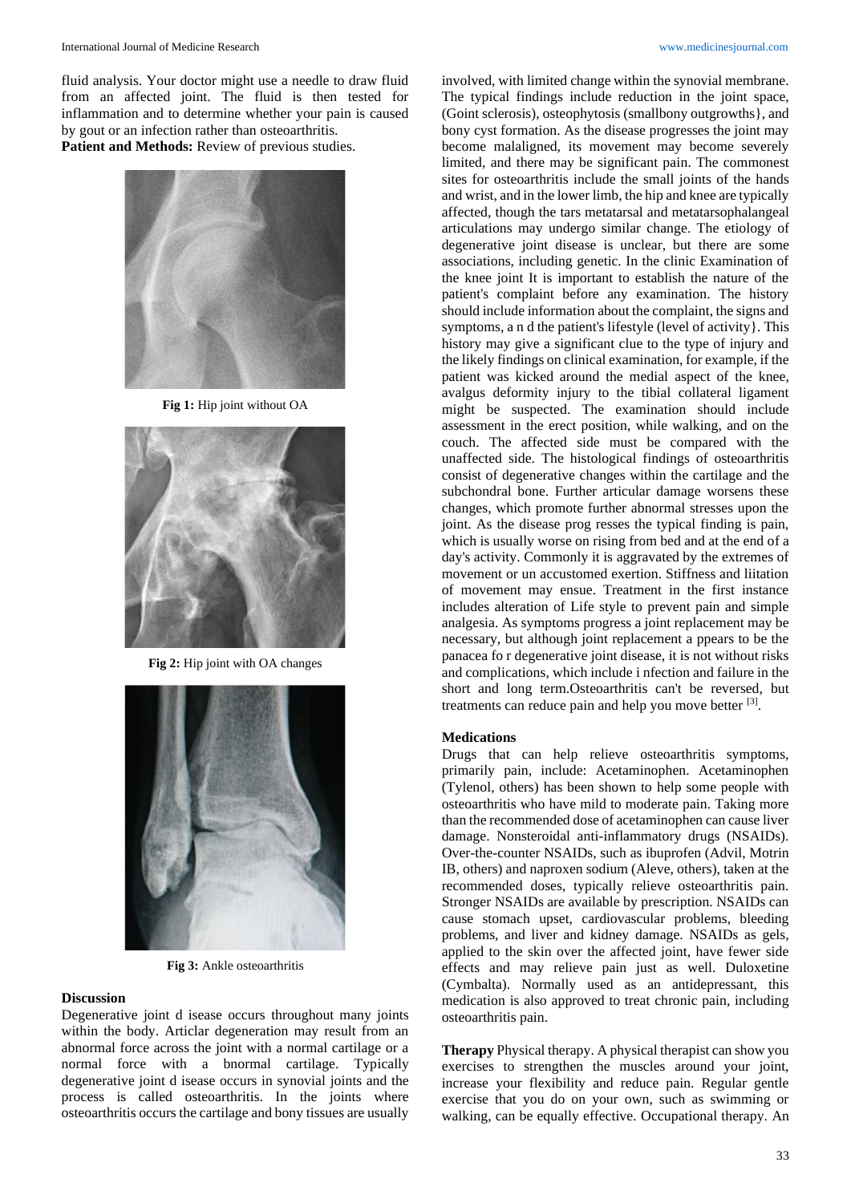fluid analysis. Your doctor might use a needle to draw fluid from an affected joint. The fluid is then tested for inflammation and to determine whether your pain is caused by gout or an infection rather than osteoarthritis.

**Patient and Methods:** Review of previous studies.

Fig 1: Hip joint without OA

Fig 2: Hip joint with OA changes

Fig 3: Ankle osteoarthritis

## Discussion

Degenerative joint d isease occurs throughout many joints within the body. Articlar degeneration may result from an abnormal force across the joint with a normal cartilage or a normal force with a bnormal cartilage. Typically degenerative joint d isease occurs in synovial joints and the process is called osteoarthritis. In the joints where osteoarthritis occurs the cartilage and bony tissues are usually involved, with limited change within the synovial membrane. The typical findings include reduction in the joint space, (Goint sclerosis), osteophytosis (smallbony outgrowths}, and bony cyst formation. As the disease progresses the joint may become malaligned, its movement may become severely limited, and there may be significant pain. The commonest sites for osteoarthritis include the small joints of the hands and wrist, and in the lower limb, the hip and knee are typically affected, though the tars metatarsal and metatarsophalangeal articulations may undergo similar change. The etiology of degenerative joint disease is unclear, but there are some associations, including genetic. In the clinic Examination of the knee joint It is important to establish the nature of the patient's complaint before any examination. The history should include information about the complaint, the signs and symptoms, a n d the patient's lifestyle (level of activity}. This history may give a significant clue to the type of injury and the likely findings on clinical examination, for example, if the patient was kicked around the medial aspect of the knee, avalgus deformity injury to the tibial collateral ligament might be suspected. The examination should include assessment in the erect position, while walking, and on the couch. The affected side must be compared with the unaffected side. The histological findings of osteoarthritis consist of degenerative changes within the cartilage and the subchondral bone. Further articular damage worsens these changes, which promote further abnormal stresses upon the joint. As the disease prog resses the typical finding is pain, which is usually worse on rising from bed and at the end of a day's activity. Commonly it is aggravated by the extremes of movement or un accustomed exertion. Stiffness and liitation of movement may ensue. Treatment in the first instance includes alteration of Life style to prevent pain and simple analgesia. As symptoms progress a joint replacement may be necessary, but although joint replacement a ppears to be the panacea fo r degenerative joint disease, it is not without risks and complications, which include i nfection and failure in the short and long term.Osteoarthritis can't be reversed, but treatments can reduce pain and help you move better [3].

## Medications

Drugs that can help relieve osteoarthritis symptoms, primarily pain, include: Acetaminophen. Acetaminophen (Tylenol, others) has been shown to help some people with osteoarthritis who have mild to moderate pain. Taking more than the recommended dose of acetaminophen can cause liver damage. Nonsteroidal anti-inflammatory drugs (NSAIDs). Over-the-counter NSAIDs, such as ibuprofen (Advil, Motrin IB, others) and naproxen sodium (Aleve, others), taken at the recommended doses, typically relieve osteoarthritis pain. Stronger NSAIDs are available by prescription. NSAIDs can cause stomach upset, cardiovascular problems, bleeding problems, and liver and kidney damage. NSAIDs as gels, applied to the skin over the affected joint, have fewer side effects and may relieve pain just as well. Duloxetine (Cymbalta). Normally used as an antidepressant, this medication is also approved to treat chronic pain, including osteoarthritis pain.

**Therapy** Physical therapy. A physical therapist can show you exercises to strengthen the muscles around your joint, increase your flexibility and reduce pain. Regular gentle exercise that you do on your own, such as swimming or walking, can be equally effective. Occupational therapy. An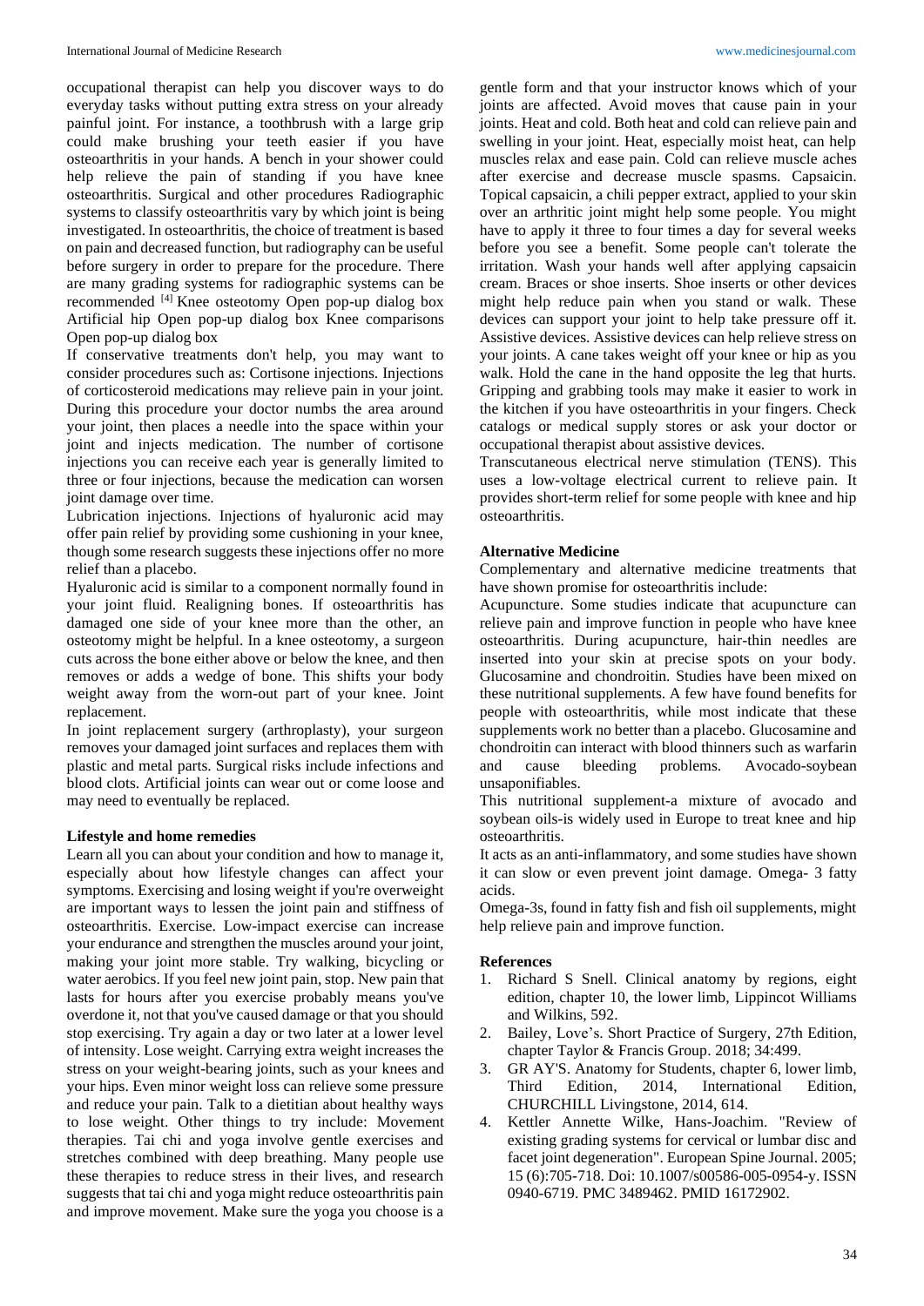occupational therapist can help you discover ways to do everyday tasks without putting extra stress on your already painful joint. For instance, a toothbrush with a large grip could make brushing your teeth easier if you have osteoarthritis in your hands. A bench in your shower could help relieve the pain of standing if you have knee osteoarthritis. Surgical and other procedures Radiographic systems to classify osteoarthritis vary by which joint is being investigated. In osteoarthritis, the choice of treatment is based on pain and decreased function, but radiography can be useful before surgery in order to prepare for the procedure. There are many grading systems for radiographic systems can be recommended [4] Knee osteotomy Open pop-up dialog box Artificial hip Open pop-up dialog box Knee comparisons Open pop-up dialog box

If conservative treatments don't help, you may want to consider procedures such as: Cortisone injections. Injections of corticosteroid medications may relieve pain in your joint. During this procedure your doctor numbs the area around your joint, then places a needle into the space within your joint and injects medication. The number of cortisone injections you can receive each year is generally limited to three or four injections, because the medication can worsen joint damage over time.

Lubrication injections. Injections of hyaluronic acid may offer pain relief by providing some cushioning in your knee, though some research suggests these injections offer no more relief than a placebo.

Hyaluronic acid is similar to a component normally found in your joint fluid. Realigning bones. If osteoarthritis has damaged one side of your knee more than the other, an osteotomy might be helpful. In a knee osteotomy, a surgeon cuts across the bone either above or below the knee, and then removes or adds a wedge of bone. This shifts your body weight away from the worn-out part of your knee. Joint replacement.

In joint replacement surgery (arthroplasty), your surgeon removes your damaged joint surfaces and replaces them with plastic and metal parts. Surgical risks include infections and blood clots. Artificial joints can wear out or come loose and may need to eventually be replaced.

**Lifestyle and home remedies**

Learn all you can about your condition and how to manage it, especially about how lifestyle changes can affect your symptoms. Exercising and losing weight if you're overweight are important ways to lessen the joint pain and stiffness of osteoarthritis. Exercise. Low-impact exercise can increase your endurance and strengthen the muscles around your joint, making your joint more stable. Try walking, bicycling or water aerobics. If you feel new joint pain, stop. New pain that lasts for hours after you exercise probably means you've overdone it, not that you've caused damage or that you should stop exercising. Try again a day or two later at a lower level of intensity. Lose weight. Carrying extra weight increases the stress on your weight-bearing joints, such as your knees and your hips. Even minor weight loss can relieve some pressure and reduce your pain. Talk to a dietitian about healthy ways to lose weight. Other things to try include: Movement therapies. Tai chi and yoga involve gentle exercises and stretches combined with deep breathing. Many people use these therapies to reduce stress in their lives, and research suggests that tai chi and yoga might reduce osteoarthritis pain and improve movement. Make sure the yoga you choose is a gentle form and that your instructor knows which of your joints are affected. Avoid moves that cause pain in your joints. Heat and cold. Both heat and cold can relieve pain and swelling in your joint. Heat, especially moist heat, can help muscles relax and ease pain. Cold can relieve muscle aches after exercise and decrease muscle spasms. Capsaicin. Topical capsaicin, a chili pepper extract, applied to your skin over an arthritic joint might help some people. You might have to apply it three to four times a day for several weeks before you see a benefit. Some people can't tolerate the irritation. Wash your hands well after applying capsaicin cream. Braces or shoe inserts. Shoe inserts or other devices might help reduce pain when you stand or walk. These devices can support your joint to help take pressure off it. Assistive devices. Assistive devices can help relieve stress on your joints. A cane takes weight off your knee or hip as you walk. Hold the cane in the hand opposite the leg that hurts. Gripping and grabbing tools may make it easier to work in the kitchen if you have osteoarthritis in your fingers. Check catalogs or medical supply stores or ask your doctor or occupational therapist about assistive devices.

Transcutaneous electrical nerve stimulation (TENS). This uses a low-voltage electrical current to relieve pain. It provides short-term relief for some people with knee and hip osteoarthritis.

**Alternative Medicine**

Complementary and alternative medicine treatments that have shown promise for osteoarthritis include:

Acupuncture. Some studies indicate that acupuncture can relieve pain and improve function in people who have knee osteoarthritis. During acupuncture, hair-thin needles are inserted into your skin at precise spots on your body. Glucosamine and chondroitin. Studies have been mixed on these nutritional supplements. A few have found benefits for people with osteoarthritis, while most indicate that these supplements work no better than a placebo. Glucosamine and chondroitin can interact with blood thinners such as warfarin and cause bleeding problems. Avocado-soybean unsaponifiables.

This nutritional supplement-a mixture of avocado and soybean oils-is widely used in Europe to treat knee and hip osteoarthritis.

It acts as an anti-inflammatory, and some studies have shown it can slow or even prevent joint damage. Omega- 3 fatty acids.

Omega-3s, found in fatty fish and fish oil supplements, might help relieve pain and improve function.

**References**

1. Richard S Snell. Clinical anatomy by regions, eight edition, chapter 10, the lower limb, Lippincot Williams and Wilkins, 592.
2. Bailey, Love's. Short Practice of Surgery, 27th Edition, chapter Taylor & Francis Group. 2018; 34:499.
3. GR AY'S. Anatomy for Students, chapter 6, lower limb, Third Edition, 2014, International Edition, CHURCHILL Livingstone, 2014, 614.
4. Kettler Annette Wilke, Hans-Joachim. "Review of existing grading systems for cervical or lumbar disc and facet joint degeneration". European Spine Journal. 2005; 15 (6):705-718. Doi: 10.1007/s00586-005-0954-y. ISSN 0940-6719. PMC 3489462. PMID 16172902.